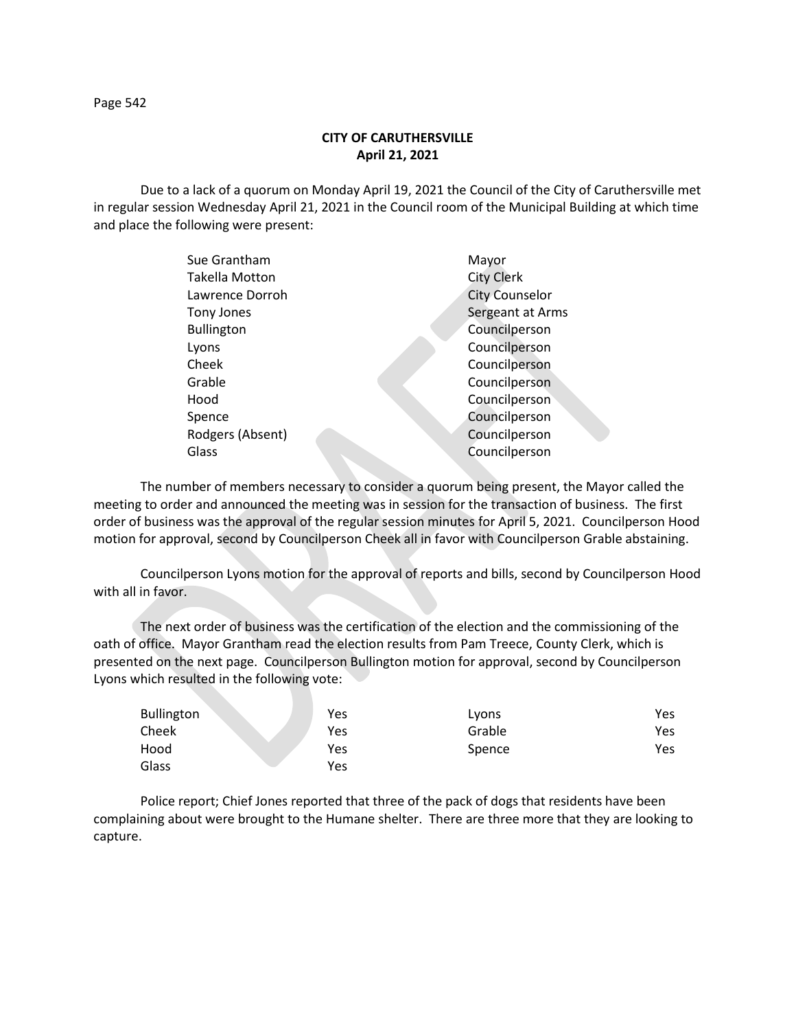**CITY OF CARUTHERSVILLE**
**April 21, 2021**

Due to a lack of a quorum on Monday April 19, 2021 the Council of the City of Caruthersville met in regular session Wednesday April 21, 2021 in the Council room of the Municipal Building at which time and place the following were present:

| | |
|---|---|
| Sue Grantham | Mayor |
| Takella Motton | City Clerk |
| Lawrence Dorroh | City Counselor |
| Tony Jones | Sergeant at Arms |
| Bullington | Councilperson |
| Lyons | Councilperson |
| Cheek | Councilperson |
| Grable | Councilperson |
| Hood | Councilperson |
| Spence | Councilperson |
| Rodgers (Absent) | Councilperson |
| Glass | Councilperson |

The number of members necessary to consider a quorum being present, the Mayor called the meeting to order and announced the meeting was in session for the transaction of business. The first order of business was the approval of the regular session minutes for April 5, 2021. Councilperson Hood motion for approval, second by Councilperson Cheek all in favor with Councilperson Grable abstaining.

Councilperson Lyons motion for the approval of reports and bills, second by Councilperson Hood with all in favor.

The next order of business was the certification of the election and the commissioning of the oath of office. Mayor Grantham read the election results from Pam Treece, County Clerk, which is presented on the next page. Councilperson Bullington motion for approval, second by Councilperson Lyons which resulted in the following vote:

| | | | |
|---|---|---|---|
| Bullington | Yes | Lyons | Yes |
| Cheek | Yes | Grable | Yes |
| Hood | Yes | Spence | Yes |
| Glass | Yes | | |

Police report; Chief Jones reported that three of the pack of dogs that residents have been complaining about were brought to the Humane shelter. There are three more that they are looking to capture.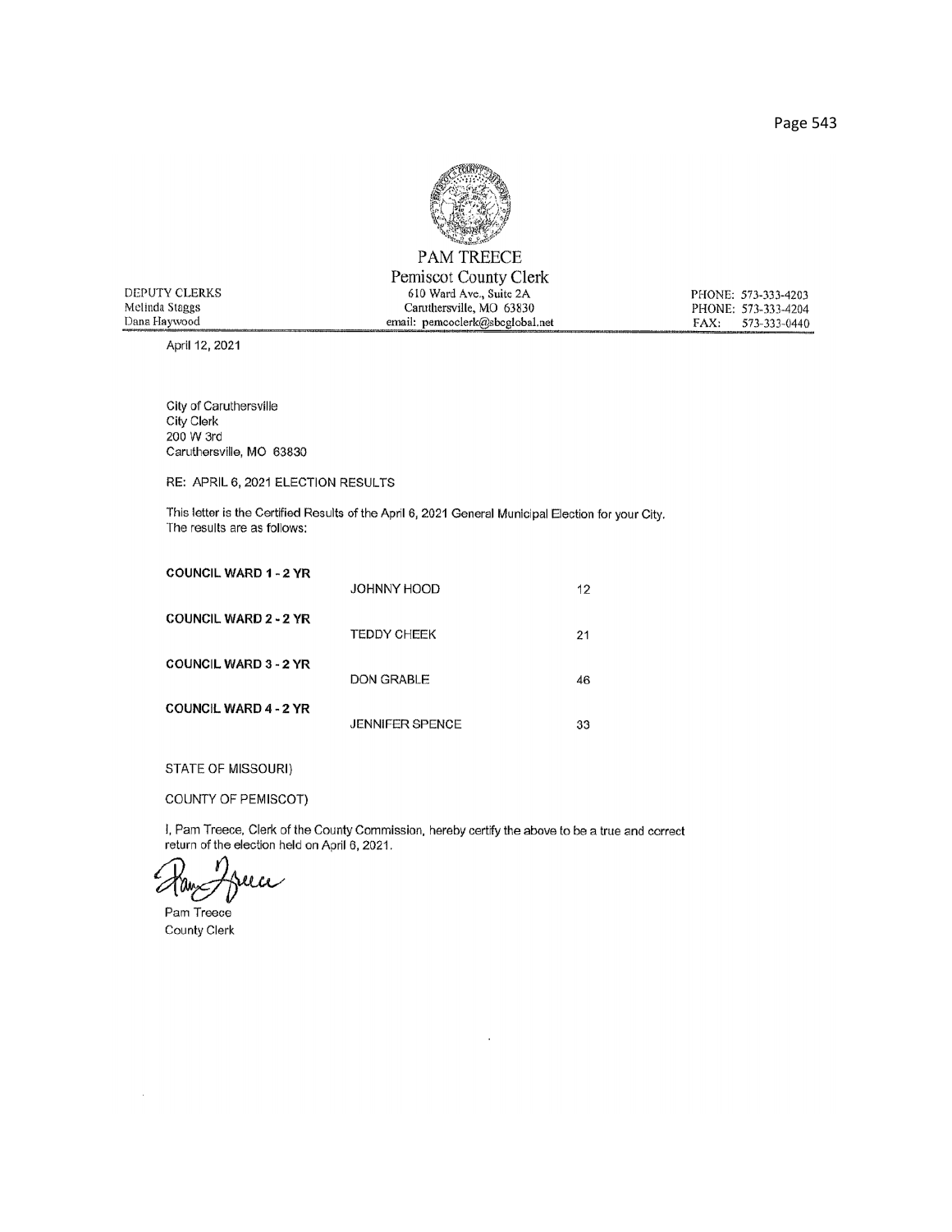# PAM TREECE

## Pemiscot County Clerk

DEPUTY CLERKS
Melinda Staggs
Dana Haywood

610 Ward Ave., Suite 2A
Caruthersville, MO 63830
email: pemcoclerk@sbcglobal.net

PHONE: 573-333-4203
PHONE: 573-333-4204
FAX: 573-333-0440

April 12, 2021

City of Caruthersville
City Clerk
200 W 3rd
Caruthersville, MO 63830

RE: APRIL 6, 2021 ELECTION RESULTS

This letter is the Certified Results of the April 6, 2021 General Municipal Election for your City. The results are as follows:

| | | |
|---|---|---|
| **COUNCIL WARD 1 - 2 YR** | JOHNNY HOOD | 12 |
| **COUNCIL WARD 2 - 2 YR** | TEDDY CHEEK | 21 |
| **COUNCIL WARD 3 - 2 YR** | DON GRABLE | 46 |
| **COUNCIL WARD 4 - 2 YR** | JENNIFER SPENCE | 33 |

STATE OF MISSOURI)

COUNTY OF PEMISCOT)

I, Pam Treece, Clerk of the County Commission, hereby certify the above to be a true and correct return of the election held on April 6, 2021.

Pam Treece
County Clerk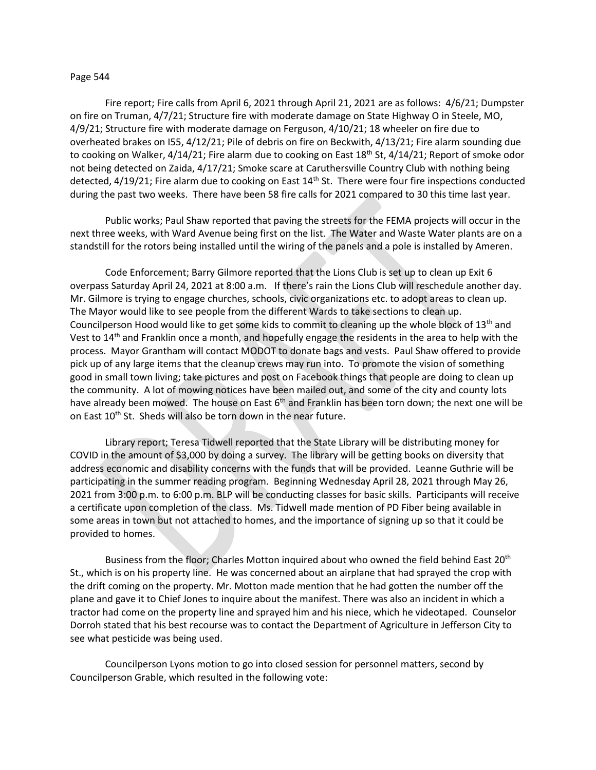Fire report; Fire calls from April 6, 2021 through April 21, 2021 are as follows: 4/6/21; Dumpster on fire on Truman, 4/7/21; Structure fire with moderate damage on State Highway O in Steele, MO, 4/9/21; Structure fire with moderate damage on Ferguson, 4/10/21; 18 wheeler on fire due to overheated brakes on I55, 4/12/21; Pile of debris on fire on Beckwith, 4/13/21; Fire alarm sounding due to cooking on Walker, 4/14/21; Fire alarm due to cooking on East 18th St, 4/14/21; Report of smoke odor not being detected on Zaida, 4/17/21; Smoke scare at Caruthersville Country Club with nothing being detected, 4/19/21; Fire alarm due to cooking on East 14th St. There were four fire inspections conducted during the past two weeks. There have been 58 fire calls for 2021 compared to 30 this time last year.

Public works; Paul Shaw reported that paving the streets for the FEMA projects will occur in the next three weeks, with Ward Avenue being first on the list. The Water and Waste Water plants are on a standstill for the rotors being installed until the wiring of the panels and a pole is installed by Ameren.

Code Enforcement; Barry Gilmore reported that the Lions Club is set up to clean up Exit 6 overpass Saturday April 24, 2021 at 8:00 a.m. If there's rain the Lions Club will reschedule another day. Mr. Gilmore is trying to engage churches, schools, civic organizations etc. to adopt areas to clean up. The Mayor would like to see people from the different Wards to take sections to clean up. Councilperson Hood would like to get some kids to commit to cleaning up the whole block of 13th and Vest to 14th and Franklin once a month, and hopefully engage the residents in the area to help with the process. Mayor Grantham will contact MODOT to donate bags and vests. Paul Shaw offered to provide pick up of any large items that the cleanup crews may run into. To promote the vision of something good in small town living; take pictures and post on Facebook things that people are doing to clean up the community. A lot of mowing notices have been mailed out, and some of the city and county lots have already been mowed. The house on East 6th and Franklin has been torn down; the next one will be on East 10th St. Sheds will also be torn down in the near future.

Library report; Teresa Tidwell reported that the State Library will be distributing money for COVID in the amount of $3,000 by doing a survey. The library will be getting books on diversity that address economic and disability concerns with the funds that will be provided. Leanne Guthrie will be participating in the summer reading program. Beginning Wednesday April 28, 2021 through May 26, 2021 from 3:00 p.m. to 6:00 p.m. BLP will be conducting classes for basic skills. Participants will receive a certificate upon completion of the class. Ms. Tidwell made mention of PD Fiber being available in some areas in town but not attached to homes, and the importance of signing up so that it could be provided to homes.

Business from the floor; Charles Motton inquired about who owned the field behind East 20th St., which is on his property line. He was concerned about an airplane that had sprayed the crop with the drift coming on the property. Mr. Motton made mention that he had gotten the number off the plane and gave it to Chief Jones to inquire about the manifest. There was also an incident in which a tractor had come on the property line and sprayed him and his niece, which he videotaped. Counselor Dorroh stated that his best recourse was to contact the Department of Agriculture in Jefferson City to see what pesticide was being used.

Councilperson Lyons motion to go into closed session for personnel matters, second by Councilperson Grable, which resulted in the following vote: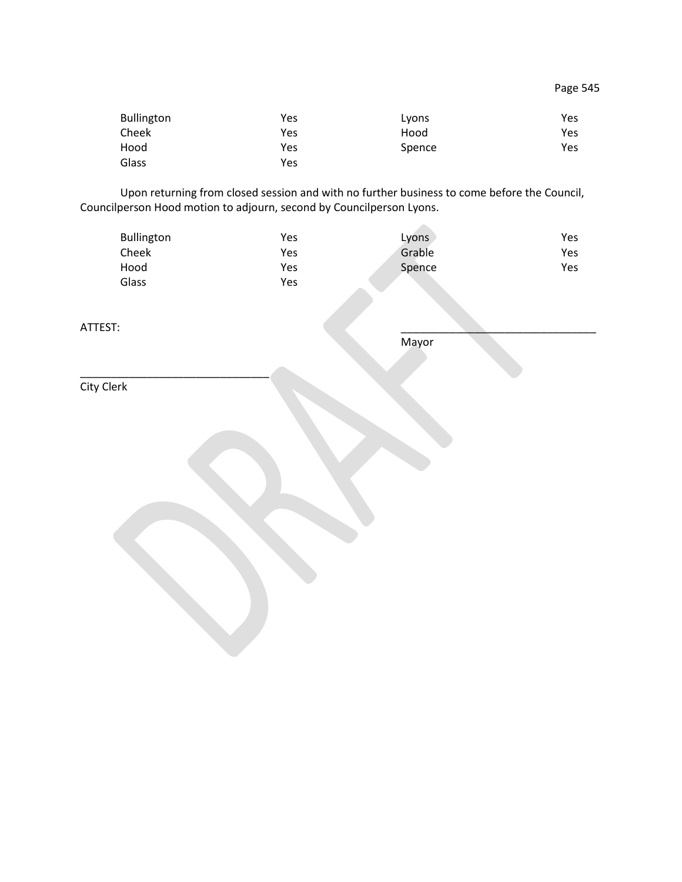| | | | |
|---|---|---|---|
| Bullington | Yes | Lyons | Yes |
| Cheek | Yes | Hood | Yes |
| Hood | Yes | Spence | Yes |
| Glass | Yes | | |

Upon returning from closed session and with no further business to come before the Council, Councilperson Hood motion to adjourn, second by Councilperson Lyons.

| | | | |
|---|---|---|---|
| Bullington | Yes | Lyons | Yes |
| Cheek | Yes | Grable | Yes |
| Hood | Yes | Spence | Yes |
| Glass | Yes | | |

ATTEST:

________________________________
Mayor

________________________________
City Clerk

DRAFT